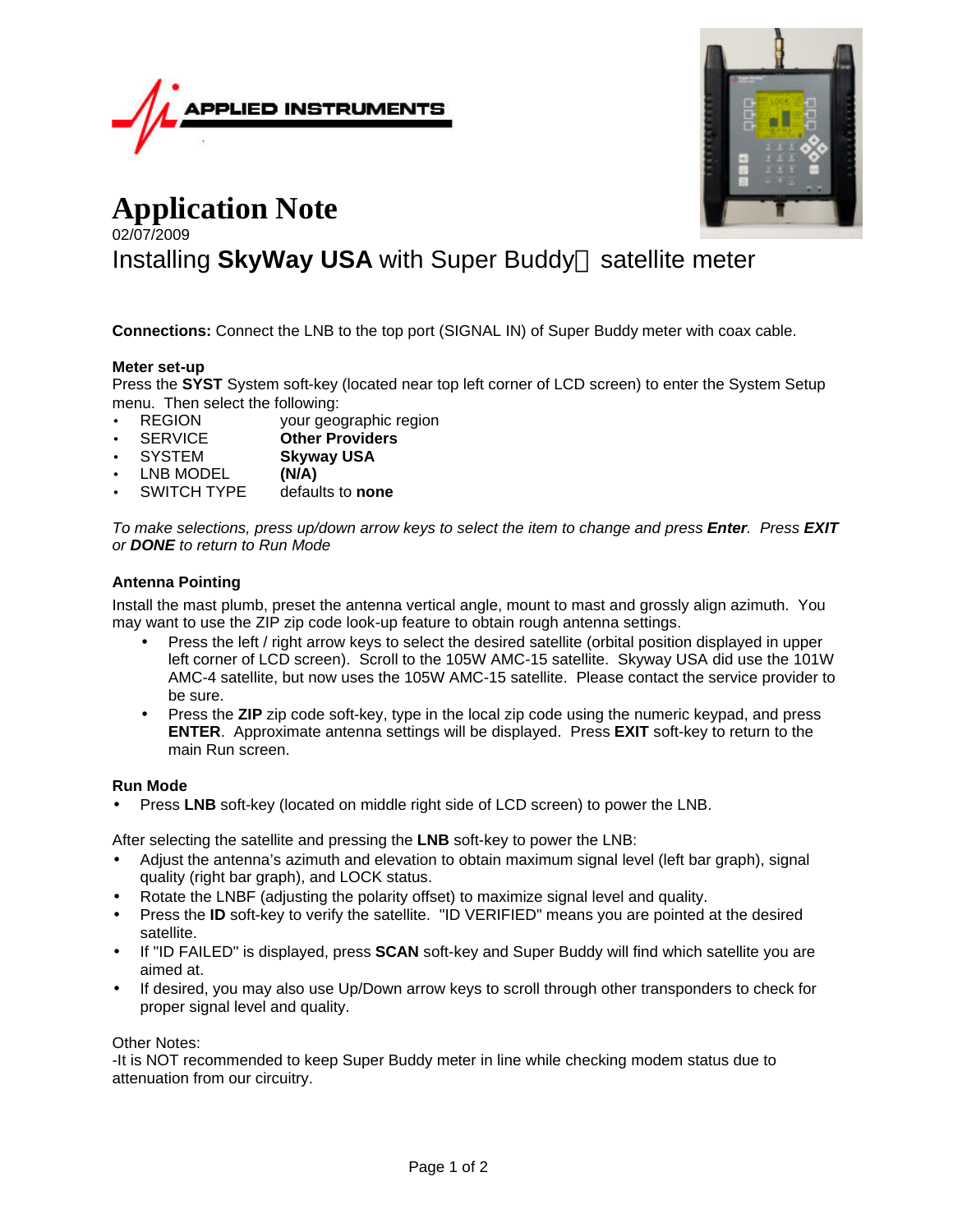APPLIED INSTRUMENTS

# Application Note

02/07/2009

## Installing **SkyWay USA** with Super Buddy satellite meter

**Connections:** Connect the LNB to the top port (SIGNAL IN) of Super Buddy meter with coax cable.

### Meter set-up

Press the **SYST** System soft-key (located near top left corner of LCD screen) to enter the System Setup menu. Then select the following:

- REGION — your geographic region
- SERVICE — **Other Providers**
- SYSTEM — **Skyway USA**
- LNB MODEL — **(N/A)**
- SWITCH TYPE — defaults to **none**

*To make selections, press up/down arrow keys to select the item to change and press **Enter**. Press **EXIT** or **DONE** to return to Run Mode*

### Antenna Pointing

Install the mast plumb, preset the antenna vertical angle, mount to mast and grossly align azimuth. You may want to use the ZIP zip code look-up feature to obtain rough antenna settings.

- Press the left / right arrow keys to select the desired satellite (orbital position displayed in upper left corner of LCD screen). Scroll to the 105W AMC-15 satellite. Skyway USA did use the 101W AMC-4 satellite, but now uses the 105W AMC-15 satellite. Please contact the service provider to be sure.
- Press the **ZIP** zip code soft-key, type in the local zip code using the numeric keypad, and press **ENTER**. Approximate antenna settings will be displayed. Press **EXIT** soft-key to return to the main Run screen.

### Run Mode

- Press **LNB** soft-key (located on middle right side of LCD screen) to power the LNB.

After selecting the satellite and pressing the **LNB** soft-key to power the LNB:

- Adjust the antenna's azimuth and elevation to obtain maximum signal level (left bar graph), signal quality (right bar graph), and LOCK status.
- Rotate the LNBF (adjusting the polarity offset) to maximize signal level and quality.
- Press the **ID** soft-key to verify the satellite. "ID VERIFIED" means you are pointed at the desired satellite.
- If "ID FAILED" is displayed, press **SCAN** soft-key and Super Buddy will find which satellite you are aimed at.
- If desired, you may also use Up/Down arrow keys to scroll through other transponders to check for proper signal level and quality.

Other Notes:

-It is NOT recommended to keep Super Buddy meter in line while checking modem status due to attenuation from our circuitry.